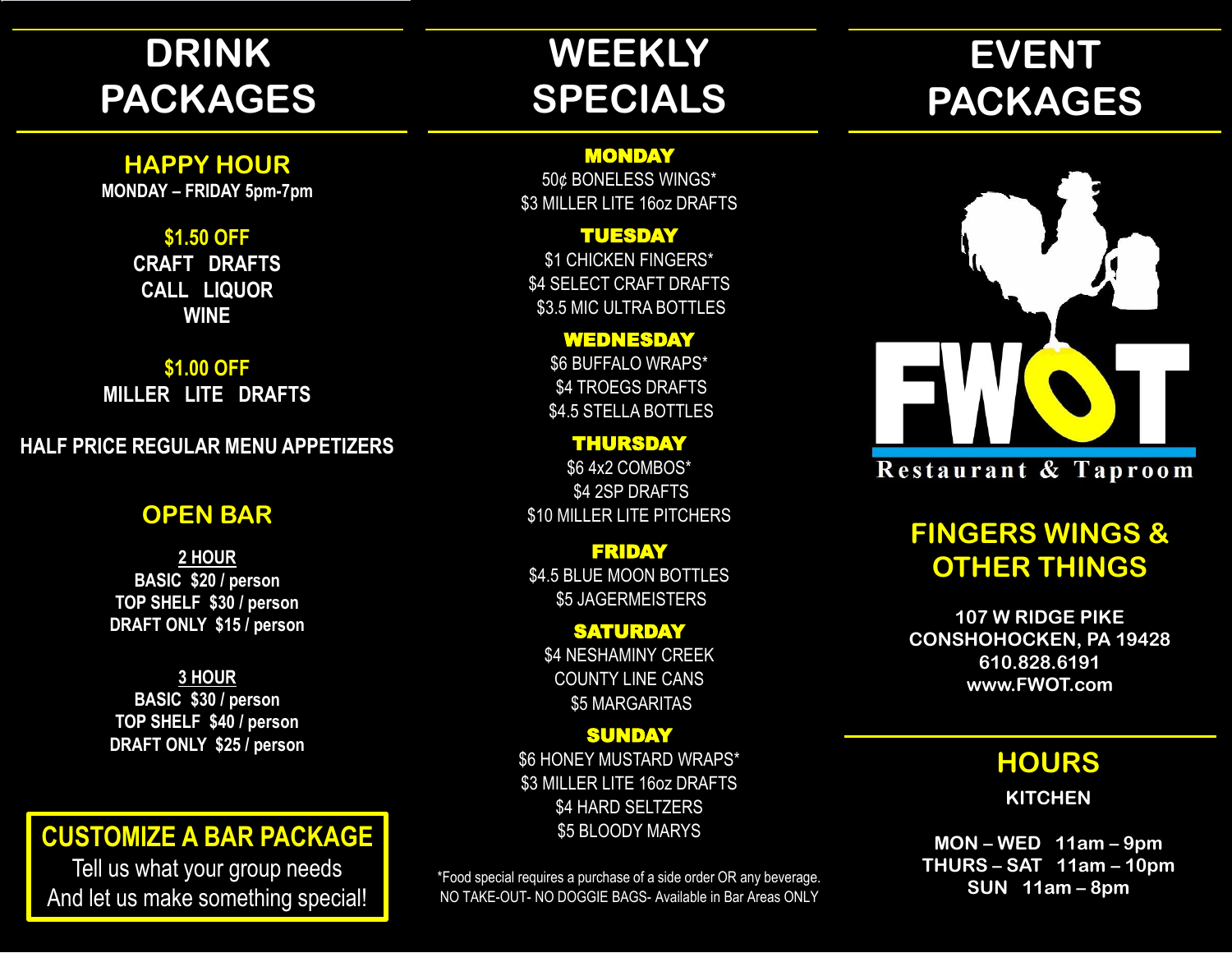# DRINK PACKAGES

## HAPPY HOUR

MONDAY – FRIDAY 5pm-7pm

**$1.50 OFF**

CRAFT DRAFTS
CALL LIQUOR
WINE

**$1.00 OFF**

MILLER LITE DRAFTS

HALF PRICE REGULAR MENU APPETIZERS

## OPEN BAR

**2 HOUR**

BASIC $20 / person
TOP SHELF $30 / person
DRAFT ONLY $15 / person

**3 HOUR**

BASIC $30 / person
TOP SHELF $40 / person
DRAFT ONLY $25 / person

**CUSTOMIZE A BAR PACKAGE**

Tell us what your group needs
And let us make something special!

# WEEKLY SPECIALS

**MONDAY**

50¢ BONELESS WINGS*
$3 MILLER LITE 16oz DRAFTS

**TUESDAY**

$1 CHICKEN FINGERS*
$4 SELECT CRAFT DRAFTS
$3.5 MIC ULTRA BOTTLES

**WEDNESDAY**

$6 BUFFALO WRAPS*
$4 TROEGS DRAFTS
$4.5 STELLA BOTTLES

**THURSDAY**

$6 4x2 COMBOS*
$4 2SP DRAFTS
$10 MILLER LITE PITCHERS

**FRIDAY**

$4.5 BLUE MOON BOTTLES
$5 JAGERMEISTERS

**SATURDAY**

$4 NESHAMINY CREEK
COUNTY LINE CANS
$5 MARGARITAS

**SUNDAY**

$6 HONEY MUSTARD WRAPS*
$3 MILLER LITE 16oz DRAFTS
$4 HARD SELTZERS
$5 BLOODY MARYS

*Food special requires a purchase of a side order OR any beverage.
NO TAKE-OUT- NO DOGGIE BAGS- Available in Bar Areas ONLY

# EVENT PACKAGES

FWOT
Restaurant & Taproom

## FINGERS WINGS & OTHER THINGS

107 W RIDGE PIKE
CONSHOHOCKEN, PA 19428
610.828.6191
www.FWOT.com

## HOURS

**KITCHEN**

MON – WED 11am – 9pm
THURS – SAT 11am – 10pm
SUN 11am – 8pm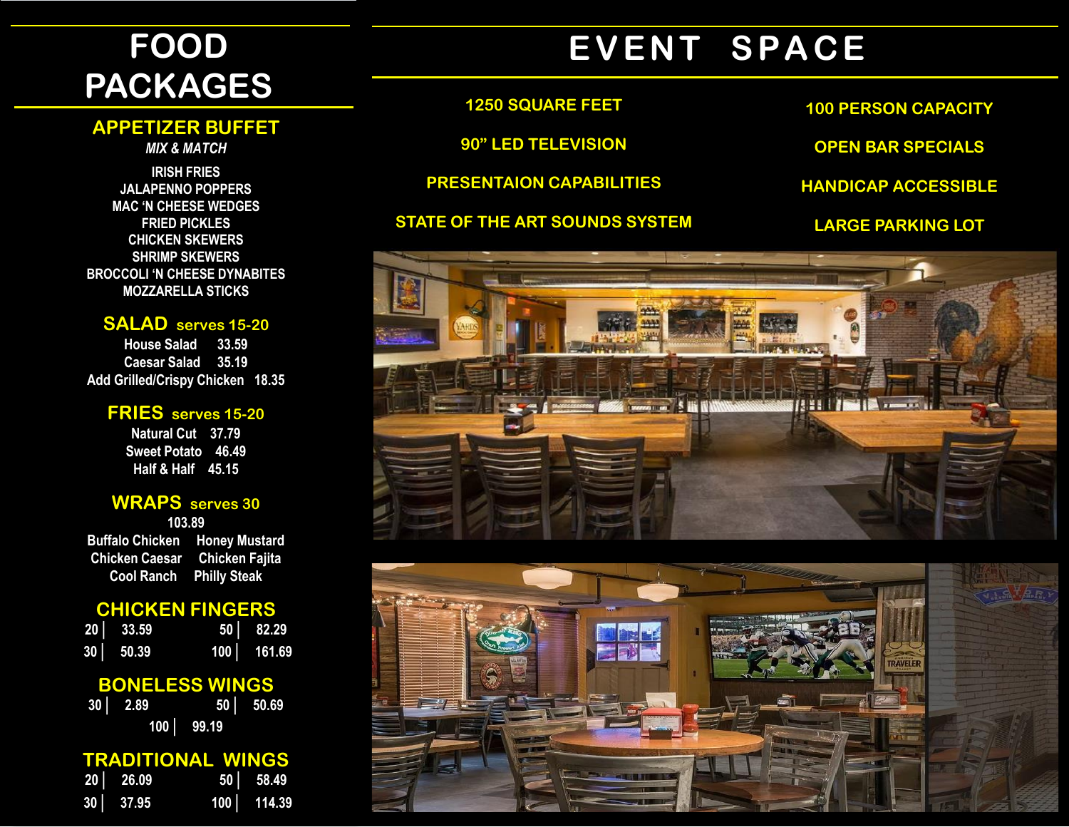# FOOD PACKAGES

## APPETIZER BUFFET

*MIX & MATCH*

IRISH FRIES
JALAPENNO POPPERS
MAC 'N CHEESE WEDGES
FRIED PICKLES
CHICKEN SKEWERS
SHRIMP SKEWERS
BROCCOLI 'N CHEESE DYNABITES
MOZZARELLA STICKS

## SALAD serves 15-20

House Salad 33.59
Caesar Salad 35.19
Add Grilled/Crispy Chicken 18.35

## FRIES serves 15-20

Natural Cut 37.79
Sweet Potato 46.49
Half & Half 45.15

## WRAPS serves 30

103.89

Buffalo Chicken
Honey Mustard
Chicken Caesar
Chicken Fajita
Cool Ranch
Philly Steak

## CHICKEN FINGERS

| | | | |
|---|---|---|---|
| 20 | 33.59 | 50 | 82.29 |
| 30 | 50.39 | 100 | 161.69 |

## BONELESS WINGS

| | | | |
|---|---|---|---|
| 30 | 2.89 | 50 | 50.69 |
| 100 | 99.19 | | |

## TRADITIONAL WINGS

| | | | |
|---|---|---|---|
| 20 | 26.09 | 50 | 58.49 |
| 30 | 37.95 | 100 | 114.39 |

# EVENT SPACE

1250 SQUARE FEET

90" LED TELEVISION

PRESENTAION CAPABILITIES

STATE OF THE ART SOUNDS SYSTEM

100 PERSON CAPACITY

OPEN BAR SPECIALS

HANDICAP ACCESSIBLE

LARGE PARKING LOT